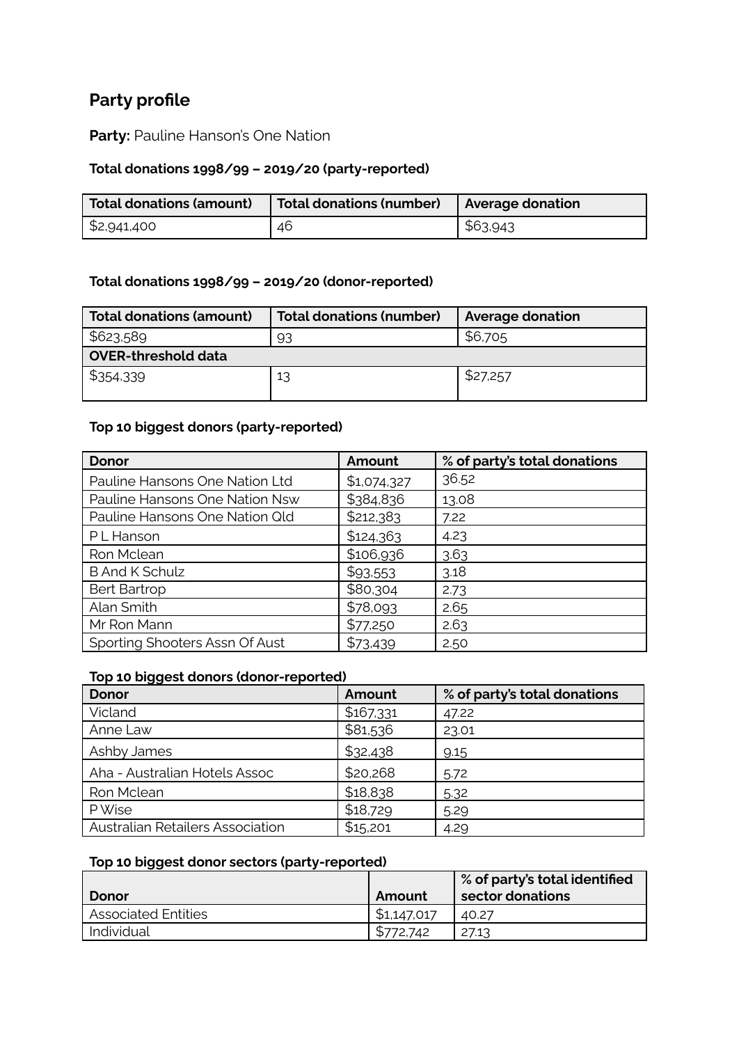## Party profile

**Party:** Pauline Hanson's One Nation

### Total donations 1998/99 – 2019/20 (party-reported)

| Total donations (amount) | Total donations (number) | Average donation |
|---|---|---|
| $2,941,400 | 46 | $63,943 |

### Total donations 1998/99 – 2019/20 (donor-reported)

| Total donations (amount) | Total donations (number) | Average donation |
|---|---|---|
| $623,589 | 93 | $6,705 |
| **OVER-threshold data** | | |
| $354,339 | 13 | $27,257 |

### Top 10 biggest donors (party-reported)

| Donor | Amount | % of party's total donations |
|---|---|---|
| Pauline Hansons One Nation Ltd | $1,074,327 | 36.52 |
| Pauline Hansons One Nation Nsw | $384,836 | 13.08 |
| Pauline Hansons One Nation Qld | $212,383 | 7.22 |
| P L Hanson | $124,363 | 4.23 |
| Ron Mclean | $106,936 | 3.63 |
| B And K Schulz | $93,553 | 3.18 |
| Bert Bartrop | $80,304 | 2.73 |
| Alan Smith | $78,093 | 2.65 |
| Mr Ron Mann | $77,250 | 2.63 |
| Sporting Shooters Assn Of Aust | $73,439 | 2.50 |

### Top 10 biggest donors (donor-reported)

| Donor | Amount | % of party's total donations |
|---|---|---|
| Vicland | $167,331 | 47.22 |
| Anne Law | $81,536 | 23.01 |
| Ashby James | $32,438 | 9.15 |
| Aha - Australian Hotels Assoc | $20,268 | 5.72 |
| Ron Mclean | $18,838 | 5.32 |
| P Wise | $18,729 | 5.29 |
| Australian Retailers Association | $15,201 | 4.29 |

### Top 10 biggest donor sectors (party-reported)

| Donor | Amount | % of party's total identified sector donations |
|---|---|---|
| Associated Entities | $1,147,017 | 40.27 |
| Individual | $772,742 | 27.13 |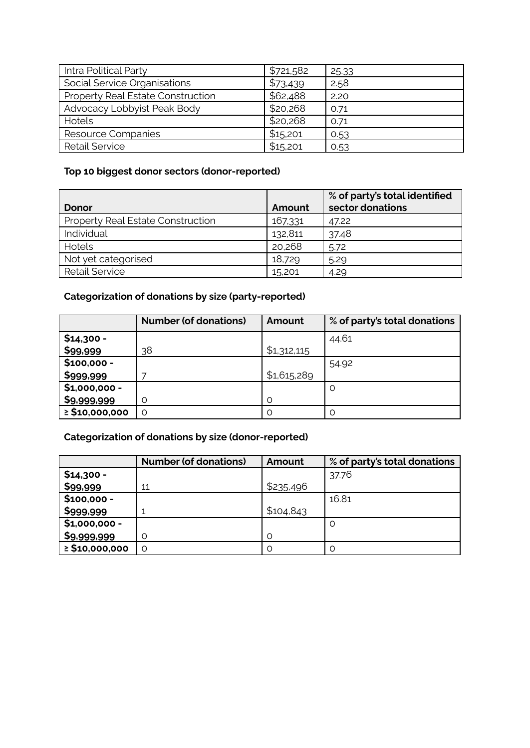| | | |
|---|---|---|
| Intra Political Party | $721,582 | 25.33 |
| Social Service Organisations | $73,439 | 2.58 |
| Property Real Estate Construction | $62,488 | 2.20 |
| Advocacy Lobbyist Peak Body | $20,268 | 0.71 |
| Hotels | $20,268 | 0.71 |
| Resource Companies | $15,201 | 0.53 |
| Retail Service | $15,201 | 0.53 |

### Top 10 biggest donor sectors (donor-reported)

| Donor | Amount | % of party's total identified sector donations |
|---|---|---|
| Property Real Estate Construction | 167,331 | 47.22 |
| Individual | 132,811 | 37.48 |
| Hotels | 20,268 | 5.72 |
| Not yet categorised | 18,729 | 5.29 |
| Retail Service | 15,201 | 4.29 |

### Categorization of donations by size (party-reported)

| | Number (of donations) | Amount | % of party's total donations |
|---|---|---|---|
| **$14,300 - $99,999** | 38 | $1,312,115 | 44.61 |
| **$100,000 - $999,999** | 7 | $1,615,289 | 54.92 |
| **$1,000,000 - $9,999,999** | 0 | 0 | 0 |
| **≥ $10,000,000** | 0 | 0 | 0 |

### Categorization of donations by size (donor-reported)

| | Number (of donations) | Amount | % of party's total donations |
|---|---|---|---|
| **$14,300 - $99,999** | 11 | $235,496 | 37.76 |
| **$100,000 - $999,999** | 1 | $104,843 | 16.81 |
| **$1,000,000 - $9,999,999** | 0 | 0 | 0 |
| **≥ $10,000,000** | 0 | 0 | 0 |